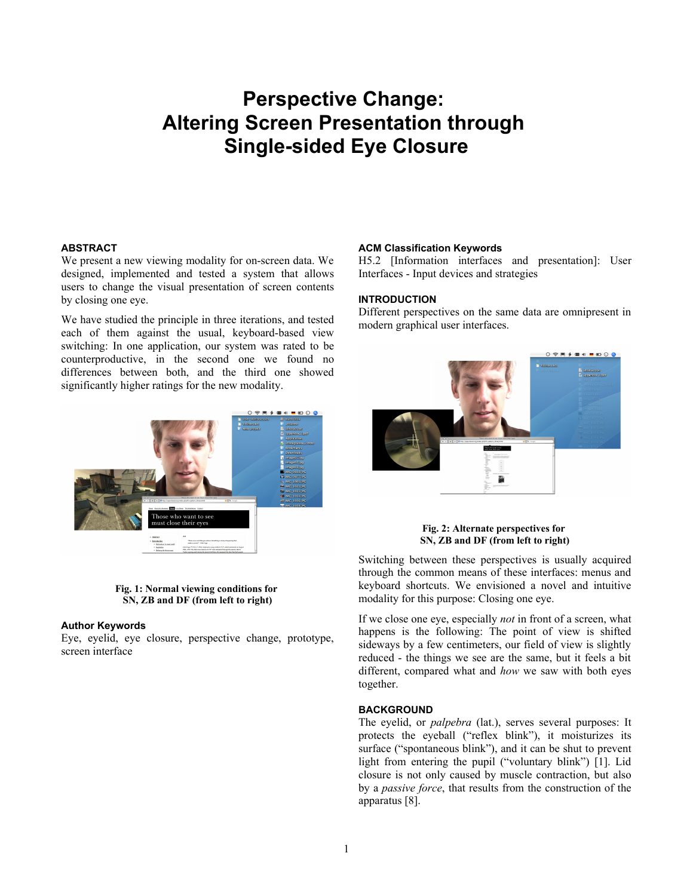# Perspective Change: Altering Screen Presentation through Single-sided Eye Closure

## ABSTRACT

We present a new viewing modality for on-screen data. We designed, implemented and tested a system that allows users to change the visual presentation of screen contents by closing one eye.

We have studied the principle in three iterations, and tested each of them against the usual, keyboard-based view switching: In one application, our system was rated to be counterproductive, in the second one we found no differences between both, and the third one showed significantly higher ratings for the new modality.

**Fig. 1: Normal viewing conditions for SN, ZB and DF (from left to right)**

## Author Keywords

Eye, eyelid, eye closure, perspective change, prototype, screen interface

## ACM Classification Keywords

H5.2 [Information interfaces and presentation]: User Interfaces - Input devices and strategies

## INTRODUCTION

Different perspectives on the same data are omnipresent in modern graphical user interfaces.

**Fig. 2: Alternate perspectives for SN, ZB and DF (from left to right)**

Switching between these perspectives is usually acquired through the common means of these interfaces: menus and keyboard shortcuts. We envisioned a novel and intuitive modality for this purpose: Closing one eye.

If we close one eye, especially *not* in front of a screen, what happens is the following: The point of view is shifted sideways by a few centimeters, our field of view is slightly reduced - the things we see are the same, but it feels a bit different, compared what and *how* we saw with both eyes together.

## BACKGROUND

The eyelid, or *palpebra* (lat.), serves several purposes: It protects the eyeball ("reflex blink"), it moisturizes its surface ("spontaneous blink"), and it can be shut to prevent light from entering the pupil ("voluntary blink") [1]. Lid closure is not only caused by muscle contraction, but also by a *passive force*, that results from the construction of the apparatus [8].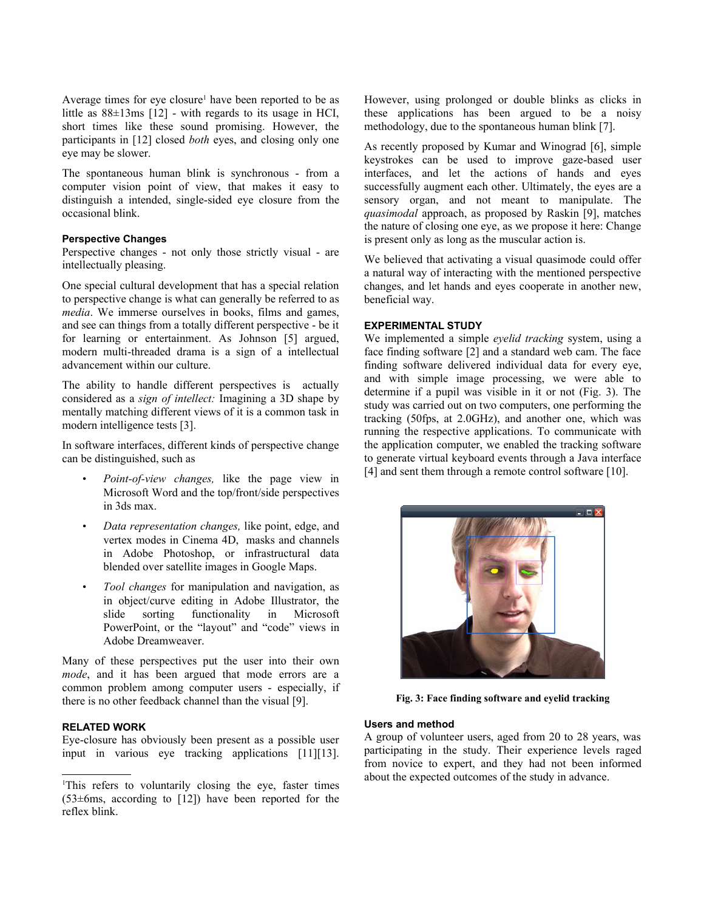Average times for eye closure[1] have been reported to be as little as 88±13ms [12] - with regards to its usage in HCI, short times like these sound promising. However, the participants in [12] closed *both* eyes, and closing only one eye may be slower.

The spontaneous human blink is synchronous - from a computer vision point of view, that makes it easy to distinguish a intended, single-sided eye closure from the occasional blink.

### Perspective Changes

Perspective changes - not only those strictly visual - are intellectually pleasing.

One special cultural development that has a special relation to perspective change is what can generally be referred to as *media*. We immerse ourselves in books, films and games, and see can things from a totally different perspective - be it for learning or entertainment. As Johnson [5] argued, modern multi-threaded drama is a sign of a intellectual advancement within our culture.

The ability to handle different perspectives is actually considered as a *sign of intellect:* Imagining a 3D shape by mentally matching different views of it is a common task in modern intelligence tests [3].

In software interfaces, different kinds of perspective change can be distinguished, such as

- *Point-of-view changes,* like the page view in Microsoft Word and the top/front/side perspectives in 3ds max.
- *Data representation changes,* like point, edge, and vertex modes in Cinema 4D, masks and channels in Adobe Photoshop, or infrastructural data blended over satellite images in Google Maps.
- *Tool changes* for manipulation and navigation, as in object/curve editing in Adobe Illustrator, the slide sorting functionality in Microsoft PowerPoint, or the "layout" and "code" views in Adobe Dreamweaver.

Many of these perspectives put the user into their own *mode*, and it has been argued that mode errors are a common problem among computer users - especially, if there is no other feedback channel than the visual [9].

## RELATED WORK

Eye-closure has obviously been present as a possible user input in various eye tracking applications [11][13]. However, using prolonged or double blinks as clicks in these applications has been argued to be a noisy methodology, due to the spontaneous human blink [7].

As recently proposed by Kumar and Winograd [6], simple keystrokes can be used to improve gaze-based user interfaces, and let the actions of hands and eyes successfully augment each other. Ultimately, the eyes are a sensory organ, and not meant to manipulate. The *quasimodal* approach, as proposed by Raskin [9], matches the nature of closing one eye, as we propose it here: Change is present only as long as the muscular action is.

We believed that activating a visual quasimode could offer a natural way of interacting with the mentioned perspective changes, and let hands and eyes cooperate in another new, beneficial way.

## EXPERIMENTAL STUDY

We implemented a simple *eyelid tracking* system, using a face finding software [2] and a standard web cam. The face finding software delivered individual data for every eye, and with simple image processing, we were able to determine if a pupil was visible in it or not (Fig. 3). The study was carried out on two computers, one performing the tracking (50fps, at 2.0GHz), and another one, which was running the respective applications. To communicate with the application computer, we enabled the tracking software to generate virtual keyboard events through a Java interface [4] and sent them through a remote control software [10].

**Fig. 3: Face finding software and eyelid tracking**

### Users and method

A group of volunteer users, aged from 20 to 28 years, was participating in the study. Their experience levels raged from novice to expert, and they had not been informed about the expected outcomes of the study in advance.

---

[1] This refers to voluntarily closing the eye, faster times (53±6ms, according to [12]) have been reported for the reflex blink.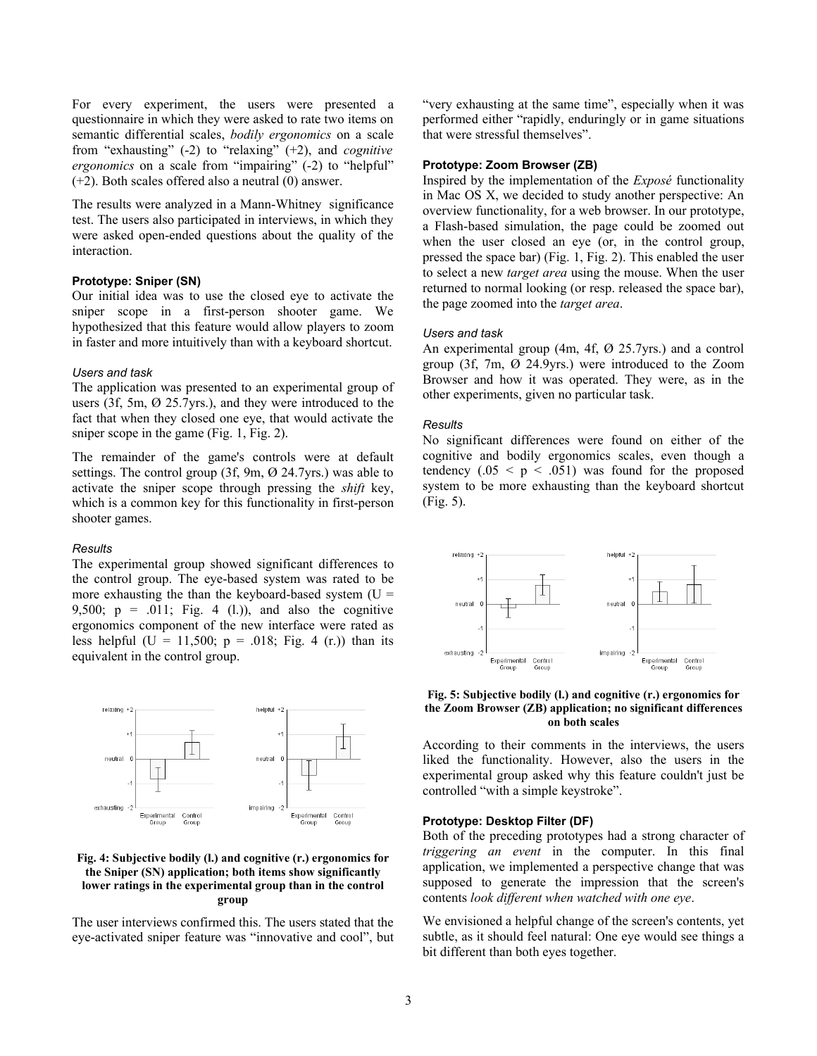For every experiment, the users were presented a questionnaire in which they were asked to rate two items on semantic differential scales, *bodily ergonomics* on a scale from "exhausting" (-2) to "relaxing" (+2), and *cognitive ergonomics* on a scale from "impairing" (-2) to "helpful" (+2). Both scales offered also a neutral (0) answer.

The results were analyzed in a Mann-Whitney significance test. The users also participated in interviews, in which they were asked open-ended questions about the quality of the interaction.

#### Prototype: Sniper (SN)

Our initial idea was to use the closed eye to activate the sniper scope in a first-person shooter game. We hypothesized that this feature would allow players to zoom in faster and more intuitively than with a keyboard shortcut.

##### *Users and task*

The application was presented to an experimental group of users (3f, 5m, Ø 25.7yrs.), and they were introduced to the fact that when they closed one eye, that would activate the sniper scope in the game (Fig. 1, Fig. 2).

The remainder of the game's controls were at default settings. The control group (3f, 9m, Ø 24.7yrs.) was able to activate the sniper scope through pressing the *shift* key, which is a common key for this functionality in first-person shooter games.

##### *Results*

The experimental group showed significant differences to the control group. The eye-based system was rated to be more exhausting the than the keyboard-based system ($U = 9{,}500$; $p = .011$; Fig. 4 (l.)), and also the cognitive ergonomics component of the new interface were rated as less helpful ($U = 11{,}500$; $p = .018$; Fig. 4 (r.)) than its equivalent in the control group.

**Fig. 4: Subjective bodily (l.) and cognitive (r.) ergonomics for the Sniper (SN) application; both items show significantly lower ratings in the experimental group than in the control group**

The user interviews confirmed this. The users stated that the eye-activated sniper feature was "innovative and cool", but "very exhausting at the same time", especially when it was performed either "rapidly, enduringly or in game situations that were stressful themselves".

#### Prototype: Zoom Browser (ZB)

Inspired by the implementation of the *Exposé* functionality in Mac OS X, we decided to study another perspective: An overview functionality, for a web browser. In our prototype, a Flash-based simulation, the page could be zoomed out when the user closed an eye (or, in the control group, pressed the space bar) (Fig. 1, Fig. 2). This enabled the user to select a new *target area* using the mouse. When the user returned to normal looking (or resp. released the space bar), the page zoomed into the *target area*.

##### *Users and task*

An experimental group (4m, 4f, Ø 25.7yrs.) and a control group (3f, 7m, Ø 24.9yrs.) were introduced to the Zoom Browser and how it was operated. They were, as in the other experiments, given no particular task.

##### *Results*

No significant differences were found on either of the cognitive and bodily ergonomics scales, even though a tendency ($.05 < p < .051$) was found for the proposed system to be more exhausting than the keyboard shortcut (Fig. 5).

**Fig. 5: Subjective bodily (l.) and cognitive (r.) ergonomics for the Zoom Browser (ZB) application; no significant differences on both scales**

According to their comments in the interviews, the users liked the functionality. However, also the users in the experimental group asked why this feature couldn't just be controlled "with a simple keystroke".

#### Prototype: Desktop Filter (DF)

Both of the preceding prototypes had a strong character of *triggering an event* in the computer. In this final application, we implemented a perspective change that was supposed to generate the impression that the screen's contents *look different when watched with one eye*.

We envisioned a helpful change of the screen's contents, yet subtle, as it should feel natural: One eye would see things a bit different than both eyes together.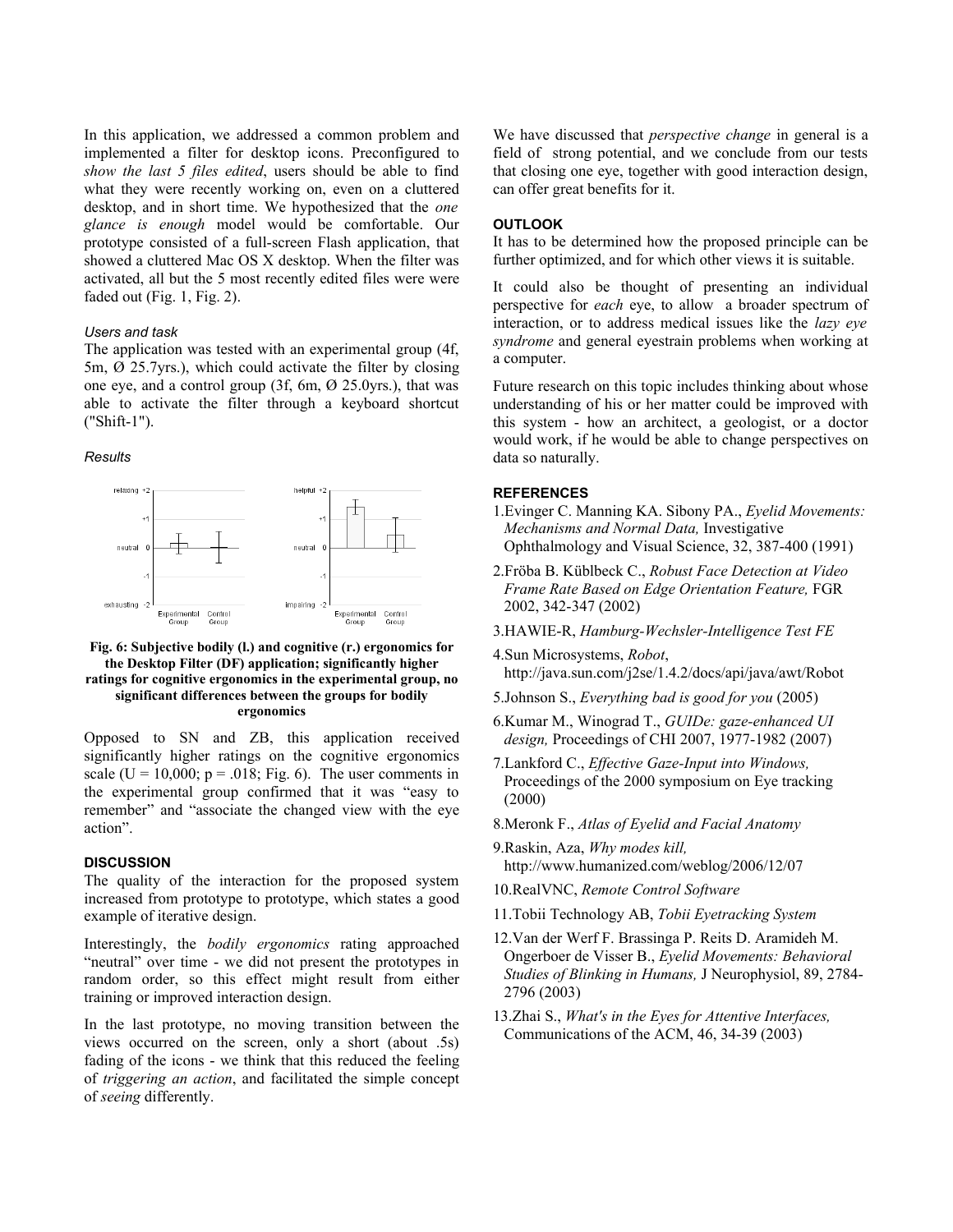In this application, we addressed a common problem and implemented a filter for desktop icons. Preconfigured to *show the last 5 files edited*, users should be able to find what they were recently working on, even on a cluttered desktop, and in short time. We hypothesized that the *one glance is enough* model would be comfortable. Our prototype consisted of a full-screen Flash application, that showed a cluttered Mac OS X desktop. When the filter was activated, all but the 5 most recently edited files were were faded out (Fig. 1, Fig. 2).

#### *Users and task*

The application was tested with an experimental group (4f, 5m, Ø 25.7yrs.), which could activate the filter by closing one eye, and a control group (3f, 6m, Ø 25.0yrs.), that was able to activate the filter through a keyboard shortcut ("Shift-1").

#### *Results*

relaxing +2
+1
neutral 0
-1
exhausting -2
Experimental Group
Control Group

helpful +2
+1
neutral 0
-1
impairing -2
Experimental Group
Control Group

**Fig. 6: Subjective bodily (l.) and cognitive (r.) ergonomics for the Desktop Filter (DF) application; significantly higher ratings for cognitive ergonomics in the experimental group, no significant differences between the groups for bodily ergonomics**

Opposed to SN and ZB, this application received significantly higher ratings on the cognitive ergonomics scale ($U = 10{,}000$; $p = .018$; Fig. 6). The user comments in the experimental group confirmed that it was "easy to remember" and "associate the changed view with the eye action".

### DISCUSSION

The quality of the interaction for the proposed system increased from prototype to prototype, which states a good example of iterative design.

Interestingly, the *bodily ergonomics* rating approached "neutral" over time - we did not present the prototypes in random order, so this effect might result from either training or improved interaction design.

In the last prototype, no moving transition between the views occurred on the screen, only a short (about .5s) fading of the icons - we think that this reduced the feeling of *triggering an action*, and facilitated the simple concept of *seeing* differently.

We have discussed that *perspective change* in general is a field of strong potential, and we conclude from our tests that closing one eye, together with good interaction design, can offer great benefits for it.

### OUTLOOK

It has to be determined how the proposed principle can be further optimized, and for which other views it is suitable.

It could also be thought of presenting an individual perspective for *each* eye, to allow a broader spectrum of interaction, or to address medical issues like the *lazy eye syndrome* and general eyestrain problems when working at a computer.

Future research on this topic includes thinking about whose understanding of his or her matter could be improved with this system - how an architect, a geologist, or a doctor would work, if he would be able to change perspectives on data so naturally.

### REFERENCES

1. Evinger C. Manning KA. Sibony PA., *Eyelid Movements: Mechanisms and Normal Data,* Investigative Ophthalmology and Visual Science, 32, 387-400 (1991)
2. Fröba B. Küblbeck C., *Robust Face Detection at Video Frame Rate Based on Edge Orientation Feature,* FGR 2002, 342-347 (2002)
3. HAWIE-R, *Hamburg-Wechsler-Intelligence Test FE*
4. Sun Microsystems, *Robot*, http://java.sun.com/j2se/1.4.2/docs/api/java/awt/Robot
5. Johnson S., *Everything bad is good for you* (2005)
6. Kumar M., Winograd T., *GUIDe: gaze-enhanced UI design,* Proceedings of CHI 2007, 1977-1982 (2007)
7. Lankford C., *Effective Gaze-Input into Windows,* Proceedings of the 2000 symposium on Eye tracking (2000)
8. Meronk F., *Atlas of Eyelid and Facial Anatomy*
9. Raskin, Aza, *Why modes kill,* http://www.humanized.com/weblog/2006/12/07
10. RealVNC, *Remote Control Software*
11. Tobii Technology AB, *Tobii Eyetracking System*
12. Van der Werf F. Brassinga P. Reits D. Aramideh M. Ongerboer de Visser B., *Eyelid Movements: Behavioral Studies of Blinking in Humans,* J Neurophysiol, 89, 2784-2796 (2003)
13. Zhai S., *What's in the Eyes for Attentive Interfaces,* Communications of the ACM, 46, 34-39 (2003)